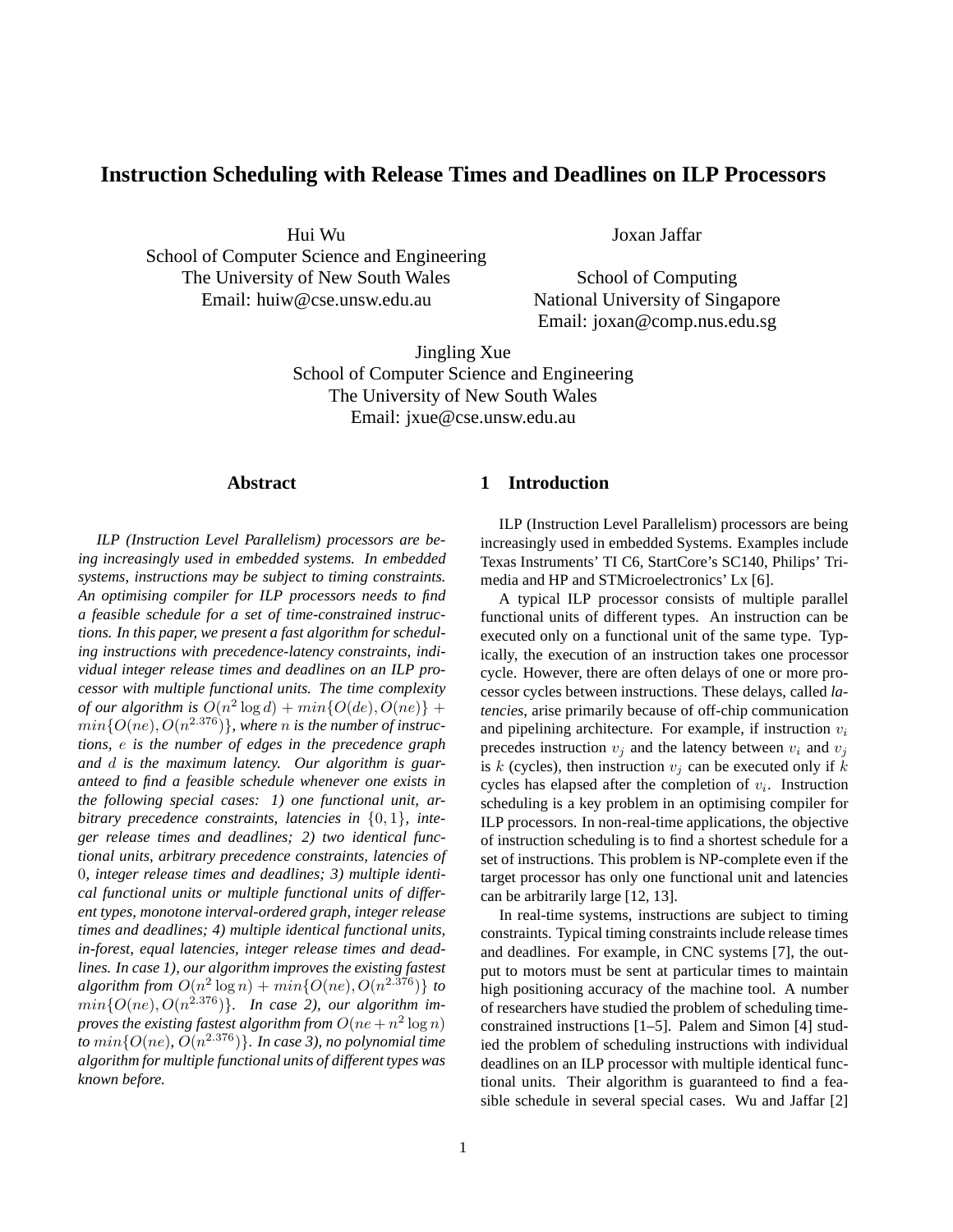# Instruction Scheduling with Release Times and Deadlines on ILP Processors

Hui Wu
School of Computer Science and Engineering
The University of New South Wales
Email: huiw@cse.unsw.edu.au

Joxan Jaffar
School of Computing
National University of Singapore
Email: joxan@comp.nus.edu.sg

Jingling Xue
School of Computer Science and Engineering
The University of New South Wales
Email: jxue@cse.unsw.edu.au

## Abstract

*ILP (Instruction Level Parallelism) processors are being increasingly used in embedded systems. In embedded systems, instructions may be subject to timing constraints. An optimising compiler for ILP processors needs to find a feasible schedule for a set of time-constrained instructions. In this paper, we present a fast algorithm for scheduling instructions with precedence-latency constraints, individual integer release times and deadlines on an ILP processor with multiple functional units. The time complexity of our algorithm is $O(n^2 \log d) + min\{O(de), O(ne)\} + min\{O(ne), O(n^{2.376})\}$, where $n$ is the number of instructions, $e$ is the number of edges in the precedence graph and $d$ is the maximum latency. Our algorithm is guaranteed to find a feasible schedule whenever one exists in the following special cases: 1) one functional unit, arbitrary precedence constraints, latencies in $\{0, 1\}$, integer release times and deadlines; 2) two identical functional units, arbitrary precedence constraints, latencies of $0$, integer release times and deadlines; 3) multiple identical functional units or multiple functional units of different types, monotone interval-ordered graph, integer release times and deadlines; 4) multiple identical functional units, in-forest, equal latencies, integer release times and deadlines. In case 1), our algorithm improves the existing fastest algorithm from $O(n^2 \log n) + min\{O(ne), O(n^{2.376})\}$ to $min\{O(ne), O(n^{2.376})\}$. In case 2), our algorithm improves the existing fastest algorithm from $O(ne + n^2 \log n)$ to $min\{O(ne), O(n^{2.376})\}$. In case 3), no polynomial time algorithm for multiple functional units of different types was known before.*

## 1 Introduction

ILP (Instruction Level Parallelism) processors are being increasingly used in embedded Systems. Examples include Texas Instruments' TI C6, StartCore's SC140, Philips' Trimedia and HP and STMicroelectronics' Lx [6].

A typical ILP processor consists of multiple parallel functional units of different types. An instruction can be executed only on a functional unit of the same type. Typically, the execution of an instruction takes one processor cycle. However, there are often delays of one or more processor cycles between instructions. These delays, called *latencies*, arise primarily because of off-chip communication and pipelining architecture. For example, if instruction $v_i$ precedes instruction $v_j$ and the latency between $v_i$ and $v_j$ is $k$ (cycles), then instruction $v_j$ can be executed only if $k$ cycles has elapsed after the completion of $v_i$. Instruction scheduling is a key problem in an optimising compiler for ILP processors. In non-real-time applications, the objective of instruction scheduling is to find a shortest schedule for a set of instructions. This problem is NP-complete even if the target processor has only one functional unit and latencies can be arbitrarily large [12, 13].

In real-time systems, instructions are subject to timing constraints. Typical timing constraints include release times and deadlines. For example, in CNC systems [7], the output to motors must be sent at particular times to maintain high positioning accuracy of the machine tool. A number of researchers have studied the problem of scheduling time-constrained instructions [1–5]. Palem and Simon [4] studied the problem of scheduling instructions with individual deadlines on an ILP processor with multiple identical functional units. Their algorithm is guaranteed to find a feasible schedule in several special cases. Wu and Jaffar [2]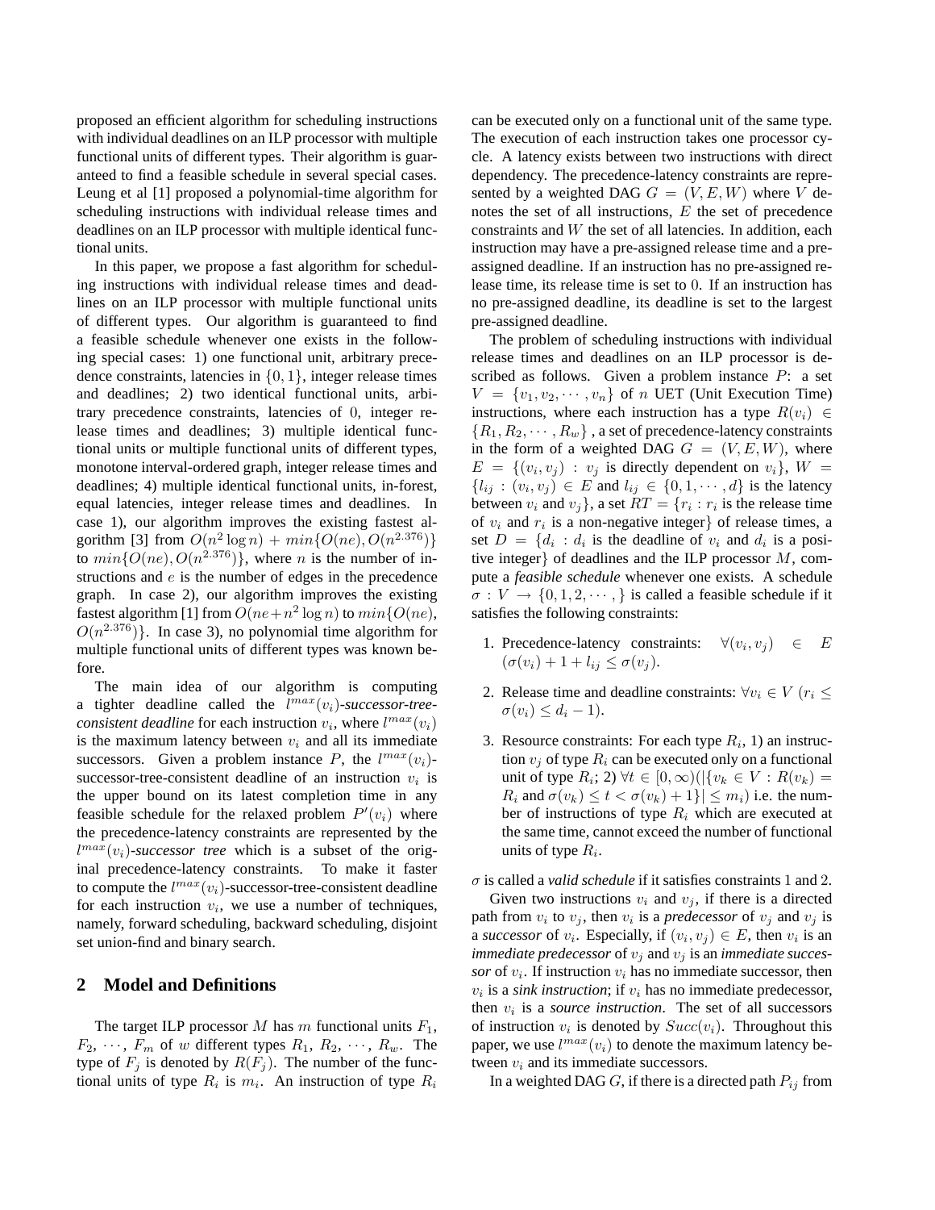proposed an efficient algorithm for scheduling instructions with individual deadlines on an ILP processor with multiple functional units of different types. Their algorithm is guaranteed to find a feasible schedule in several special cases. Leung et al [1] proposed a polynomial-time algorithm for scheduling instructions with individual release times and deadlines on an ILP processor with multiple identical functional units.

In this paper, we propose a fast algorithm for scheduling instructions with individual release times and deadlines on an ILP processor with multiple functional units of different types. Our algorithm is guaranteed to find a feasible schedule whenever one exists in the following special cases: 1) one functional unit, arbitrary precedence constraints, latencies in $\{0, 1\}$, integer release times and deadlines; 2) two identical functional units, arbitrary precedence constraints, latencies of 0, integer release times and deadlines; 3) multiple identical functional units or multiple functional units of different types, monotone interval-ordered graph, integer release times and deadlines; 4) multiple identical functional units, in-forest, equal latencies, integer release times and deadlines. In case 1), our algorithm improves the existing fastest algorithm [3] from $O(n^2 \log n) + min\{O(ne), O(n^{2.376})\}$ to $min\{O(ne), O(n^{2.376})\}$, where $n$ is the number of instructions and $e$ is the number of edges in the precedence graph. In case 2), our algorithm improves the existing fastest algorithm [1] from $O(ne + n^2 \log n)$ to $min\{O(ne), O(n^{2.376})\}$. In case 3), no polynomial time algorithm for multiple functional units of different types was known before.

The main idea of our algorithm is computing a tighter deadline called the $l^{max}(v_i)$-*successor-tree-consistent deadline* for each instruction $v_i$, where $l^{max}(v_i)$ is the maximum latency between $v_i$ and all its immediate successors. Given a problem instance $P$, the $l^{max}(v_i)$-successor-tree-consistent deadline of an instruction $v_i$ is the upper bound on its latest completion time in any feasible schedule for the relaxed problem $P'(v_i)$ where the precedence-latency constraints are represented by the $l^{max}(v_i)$-*successor tree* which is a subset of the original precedence-latency constraints. To make it faster to compute the $l^{max}(v_i)$-successor-tree-consistent deadline for each instruction $v_i$, we use a number of techniques, namely, forward scheduling, backward scheduling, disjoint set union-find and binary search.

## 2 Model and Definitions

The target ILP processor $M$ has $m$ functional units $F_1$, $F_2$, $\cdots$, $F_m$ of $w$ different types $R_1$, $R_2$, $\cdots$, $R_w$. The type of $F_j$ is denoted by $R(F_j)$. The number of the functional units of type $R_i$ is $m_i$. An instruction of type $R_i$ can be executed only on a functional unit of the same type. The execution of each instruction takes one processor cycle. A latency exists between two instructions with direct dependency. The precedence-latency constraints are represented by a weighted DAG $G = (V, E, W)$ where $V$ denotes the set of all instructions, $E$ the set of precedence constraints and $W$ the set of all latencies. In addition, each instruction may have a pre-assigned release time and a pre-assigned deadline. If an instruction has no pre-assigned release time, its release time is set to 0. If an instruction has no pre-assigned deadline, its deadline is set to the largest pre-assigned deadline.

The problem of scheduling instructions with individual release times and deadlines on an ILP processor is described as follows. Given a problem instance $P$: a set $V = \{v_1, v_2, \cdots, v_n\}$ of $n$ UET (Unit Execution Time) instructions, where each instruction has a type $R(v_i) \in \{R_1, R_2, \cdots, R_w\}$ , a set of precedence-latency constraints in the form of a weighted DAG $G = (V, E, W)$, where $E = \{(v_i, v_j) : v_j$ is directly dependent on $v_i\}$, $W = \{l_{ij} : (v_i, v_j) \in E$ and $l_{ij} \in \{0, 1, \cdots, d\}$ is the latency between $v_i$ and $v_j\}$, a set $RT = \{r_i : r_i$ is the release time of $v_i$ and $r_i$ is a non-negative integer$\}$ of release times, a set $D = \{d_i : d_i$ is the deadline of $v_i$ and $d_i$ is a positive integer$\}$ of deadlines and the ILP processor $M$, compute a *feasible schedule* whenever one exists. A schedule $\sigma : V \rightarrow \{0, 1, 2, \cdots, \}$ is called a feasible schedule if it satisfies the following constraints:

1. Precedence-latency constraints: $\forall (v_i, v_j) \in E$ $(\sigma(v_i) + 1 + l_{ij} \leq \sigma(v_j))$.
2. Release time and deadline constraints: $\forall v_i \in V$ $(r_i \leq \sigma(v_i) \leq d_i - 1)$.
3. Resource constraints: For each type $R_i$, 1) an instruction $v_j$ of type $R_i$ can be executed only on a functional unit of type $R_i$; 2) $\forall t \in [0, \infty)(|\{v_k \in V : R(v_k) = R_i$ and $\sigma(v_k) \leq t < \sigma(v_k) + 1\}| \leq m_i)$ i.e. the number of instructions of type $R_i$ which are executed at the same time, cannot exceed the number of functional units of type $R_i$.

$\sigma$ is called a *valid schedule* if it satisfies constraints 1 and 2.

Given two instructions $v_i$ and $v_j$, if there is a directed path from $v_i$ to $v_j$, then $v_i$ is a *predecessor* of $v_j$ and $v_j$ is a *successor* of $v_i$. Especially, if $(v_i, v_j) \in E$, then $v_i$ is an *immediate predecessor* of $v_j$ and $v_j$ is an *immediate successor* of $v_i$. If instruction $v_i$ has no immediate successor, then $v_i$ is a *sink instruction*; if $v_i$ has no immediate predecessor, then $v_i$ is a *source instruction*. The set of all successors of instruction $v_i$ is denoted by $Succ(v_i)$. Throughout this paper, we use $l^{max}(v_i)$ to denote the maximum latency between $v_i$ and its immediate successors.

In a weighted DAG $G$, if there is a directed path $P_{ij}$ from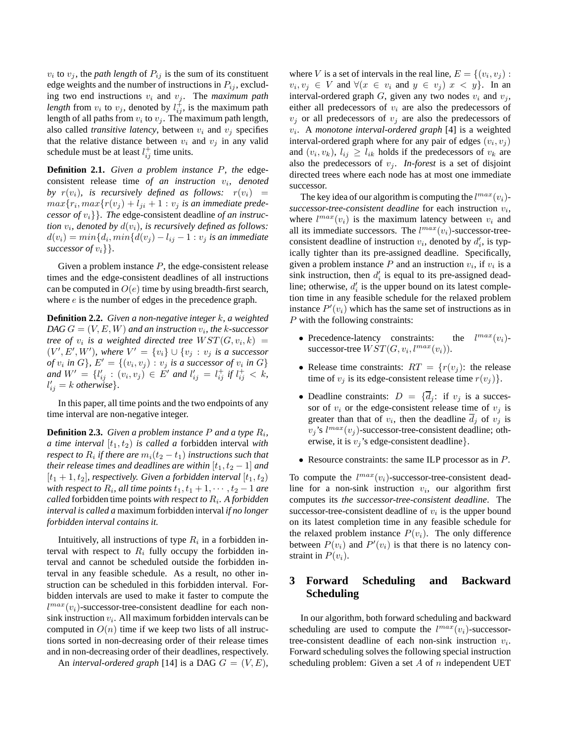$v_i$ to $v_j$, the *path length* of $P_{ij}$ is the sum of its constituent edge weights and the number of instructions in $P_{ij}$, excluding two end instructions $v_i$ and $v_j$. The *maximum path length* from $v_i$ to $v_j$, denoted by $l^+_{ij}$, is the maximum path length of all paths from $v_i$ to $v_j$. The maximum path length, also called *transitive latency*, between $v_i$ and $v_j$ specifies that the relative distance between $v_i$ and $v_j$ in any valid schedule must be at least $l^+_{ij}$ time units.

**Definition 2.1.** *Given a problem instance $P$, the* edge-consistent release time *of an instruction $v_i$, denoted by $r(v_i)$, is recursively defined as follows: $r(v_i) = max\{r_i, max\{r(v_j) + l_{ji} + 1 : v_j$ is an immediate predecessor of $v_i\}\}$. The* edge-consistent deadline *of an instruction $v_i$, denoted by $d(v_i)$, is recursively defined as follows: $d(v_i) = min\{d_i, min\{d(v_j) - l_{ij} - 1 : v_j$ is an immediate successor of $v_i\}\}$.*

Given a problem instance $P$, the edge-consistent release times and the edge-consistent deadlines of all instructions can be computed in $O(e)$ time by using breadth-first search, where $e$ is the number of edges in the precedence graph.

**Definition 2.2.** *Given a non-negative integer $k$, a weighted DAG $G = (V, E, W)$ and an instruction $v_i$, the $k$-successor tree of $v_i$ is a weighted directed tree $WST(G, v_i, k) = (V', E', W')$, where $V' = \{v_i\} \cup \{v_j : v_j$ is a successor of $v_i$ in $G\}$, $E' = \{(v_i, v_j) : v_j$ is a successor of $v_i$ in $G\}$ and $W' = \{l'_{ij} : (v_i, v_j) \in E'$ and $l'_{ij} = l^+_{ij}$ if $l^+_{ij} < k$, $l'_{ij} = k$ otherwise$\}$.*

In this paper, all time points and the two endpoints of any time interval are non-negative integer.

**Definition 2.3.** *Given a problem instance $P$ and a type $R_i$, a time interval $[t_1, t_2)$ is called a* forbidden interval *with respect to $R_i$ if there are $m_i(t_2 - t_1)$ instructions such that their release times and deadlines are within $[t_1, t_2 - 1]$ and $[t_1 + 1, t_2]$, respectively. Given a forbidden interval $[t_1, t_2)$ with respect to $R_i$, all time points $t_1, t_1 + 1, \cdots, t_2 - 1$ are called* forbidden time points *with respect to $R_i$. A forbidden interval is called a* maximum forbidden interval *if no longer forbidden interval contains it.*

Intuitively, all instructions of type $R_i$ in a forbidden interval with respect to $R_i$ fully occupy the forbidden interval and cannot be scheduled outside the forbidden interval in any feasible schedule. As a result, no other instruction can be scheduled in this forbidden interval. Forbidden intervals are used to make it faster to compute the $l^{max}(v_i)$-successor-tree-consistent deadline for each non-sink instruction $v_i$. All maximum forbidden intervals can be computed in $O(n)$ time if we keep two lists of all instructions sorted in non-decreasing order of their release times and in non-decreasing order of their deadlines, respectively.

An *interval-ordered graph* [14] is a DAG $G = (V, E)$, where $V$ is a set of intervals in the real line, $E = \{(v_i, v_j) : v_i, v_j \in V$ and $\forall(x \in v_i$ and $y \in v_j)\ x < y\}$. In an interval-ordered graph $G$, given any two nodes $v_i$ and $v_j$, either all predecessors of $v_i$ are also the predecessors of $v_j$ or all predecessors of $v_j$ are also the predecessors of $v_i$. A *monotone interval-ordered graph* [4] is a weighted interval-ordered graph where for any pair of edges $(v_i, v_j)$ and $(v_i, v_k)$, $l_{ij} \geq l_{ik}$ holds if the predecessors of $v_k$ are also the predecessors of $v_j$. *In-forest* is a set of disjoint directed trees where each node has at most one immediate successor.

The key idea of our algorithm is computing the $l^{max}(v_i)$-*successor-tree-consistent deadline* for each instruction $v_i$, where $l^{max}(v_i)$ is the maximum latency between $v_i$ and all its immediate successors. The $l^{max}(v_i)$-successor-tree-consistent deadline of instruction $v_i$, denoted by $d'_i$, is typically tighter than its pre-assigned deadline. Specifically, given a problem instance $P$ and an instruction $v_i$, if $v_i$ is a sink instruction, then $d'_i$ is equal to its pre-assigned deadline; otherwise, $d'_i$ is the upper bound on its latest completion time in any feasible schedule for the relaxed problem instance $P'(v_i)$ which has the same set of instructions as in $P$ with the following constraints:

- Precedence-latency constraints: the $l^{max}(v_i)$-successor-tree $WST(G, v_i, l^{max}(v_i))$.
- Release time constraints: $RT = \{r(v_j)$: the release time of $v_j$ is its edge-consistent release time $r(v_j)\}$.
- Deadline constraints: $D = \{\overline{d}_j$: if $v_j$ is a successor of $v_i$ or the edge-consistent release time of $v_j$ is greater than that of $v_i$, then the deadline $\overline{d}_j$ of $v_j$ is $v_j$'s $l^{max}(v_j)$-successor-tree-consistent deadline; otherwise, it is $v_j$'s edge-consistent deadline$\}$.
- Resource constraints: the same ILP processor as in $P$.

To compute the $l^{max}(v_i)$-successor-tree-consistent deadline for a non-sink instruction $v_i$, our algorithm first computes its *the successor-tree-consistent deadline*. The successor-tree-consistent deadline of $v_i$ is the upper bound on its latest completion time in any feasible schedule for the relaxed problem instance $P(v_i)$. The only difference between $P(v_i)$ and $P'(v_i)$ is that there is no latency constraint in $P(v_i)$.

## 3 Forward Scheduling and Backward Scheduling

In our algorithm, both forward scheduling and backward scheduling are used to compute the $l^{max}(v_i)$-successor-tree-consistent deadline of each non-sink instruction $v_i$. Forward scheduling solves the following special instruction scheduling problem: Given a set $A$ of $n$ independent UET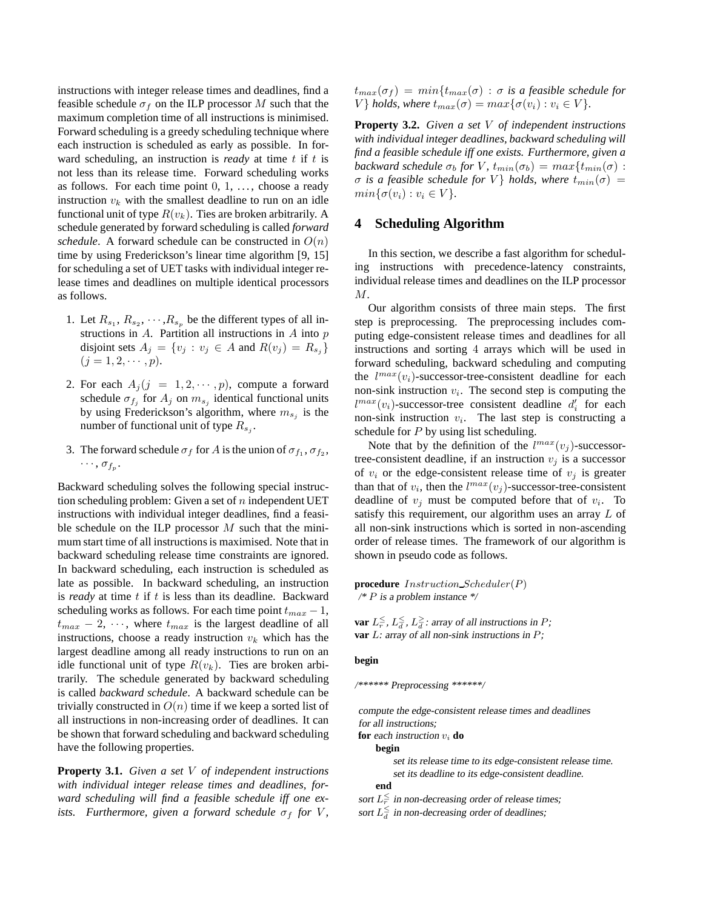instructions with integer release times and deadlines, find a feasible schedule $\sigma_f$ on the ILP processor $M$ such that the maximum completion time of all instructions is minimised. Forward scheduling is a greedy scheduling technique where each instruction is scheduled as early as possible. In forward scheduling, an instruction is *ready* at time $t$ if $t$ is not less than its release time. Forward scheduling works as follows. For each time point $0, 1, \ldots,$ choose a ready instruction $v_k$ with the smallest deadline to run on an idle functional unit of type $R(v_k)$. Ties are broken arbitrarily. A schedule generated by forward scheduling is called *forward schedule*. A forward schedule can be constructed in $O(n)$ time by using Frederickson's linear time algorithm [9, 15] for scheduling a set of UET tasks with individual integer release times and deadlines on multiple identical processors as follows.

1. Let $R_{s_1}, R_{s_2}, \cdots, R_{s_p}$ be the different types of all instructions in $A$. Partition all instructions in $A$ into $p$ disjoint sets $A_j = \{v_j : v_j \in A$ and $R(v_j) = R_{s_j}\}$ $(j = 1, 2, \cdots, p)$.
2. For each $A_j (j = 1, 2, \cdots, p)$, compute a forward schedule $\sigma_{f_j}$ for $A_j$ on $m_{s_j}$ identical functional units by using Frederickson's algorithm, where $m_{s_j}$ is the number of functional unit of type $R_{s_j}$.
3. The forward schedule $\sigma_f$ for $A$ is the union of $\sigma_{f_1}, \sigma_{f_2}, \cdots, \sigma_{f_p}$.

Backward scheduling solves the following special instruction scheduling problem: Given a set of $n$ independent UET instructions with individual integer deadlines, find a feasible schedule on the ILP processor $M$ such that the minimum start time of all instructions is maximised. Note that in backward scheduling release time constraints are ignored. In backward scheduling, each instruction is scheduled as late as possible. In backward scheduling, an instruction is *ready* at time $t$ if $t$ is less than its deadline. Backward scheduling works as follows. For each time point $t_{max} - 1$, $t_{max} - 2, \cdots,$ where $t_{max}$ is the largest deadline of all instructions, choose a ready instruction $v_k$ which has the largest deadline among all ready instructions to run on an idle functional unit of type $R(v_k)$. Ties are broken arbitrarily. The schedule generated by backward scheduling is called *backward schedule*. A backward schedule can be trivially constructed in $O(n)$ time if we keep a sorted list of all instructions in non-increasing order of deadlines. It can be shown that forward scheduling and backward scheduling have the following properties.

**Property 3.1.** *Given a set $V$ of independent instructions with individual integer release times and deadlines, forward scheduling will find a feasible schedule iff one exists. Furthermore, given a forward schedule $\sigma_f$ for $V$, $t_{max}(\sigma_f) = min\{t_{max}(\sigma) : \sigma$ is a feasible schedule for $V\}$ holds, where $t_{max}(\sigma) = max\{\sigma(v_i) : v_i \in V\}$.*

**Property 3.2.** *Given a set $V$ of independent instructions with individual integer deadlines, backward scheduling will find a feasible schedule iff one exists. Furthermore, given a backward schedule $\sigma_b$ for $V$, $t_{min}(\sigma_b) = max\{t_{min}(\sigma) : \sigma$ is a feasible schedule for $V\}$ holds, where $t_{min}(\sigma) = min\{\sigma(v_i) : v_i \in V\}$.*

## 4 Scheduling Algorithm

In this section, we describe a fast algorithm for scheduling instructions with precedence-latency constraints, individual release times and deadlines on the ILP processor $M$.

Our algorithm consists of three main steps. The first step is preprocessing. The preprocessing includes computing edge-consistent release times and deadlines for all instructions and sorting 4 arrays which will be used in forward scheduling, backward scheduling and computing the $l^{max}(v_i)$-successor-tree-consistent deadline for each non-sink instruction $v_i$. The second step is computing the $l^{max}(v_i)$-successor-tree consistent deadline $d'_i$ for each non-sink instruction $v_i$. The last step is constructing a schedule for $P$ by using list scheduling.

Note that by the definition of the $l^{max}(v_j)$-successor-tree-consistent deadline, if an instruction $v_j$ is a successor of $v_i$ or the edge-consistent release time of $v_j$ is greater than that of $v_i$, then the $l^{max}(v_j)$-successor-tree-consistent deadline of $v_j$ must be computed before that of $v_i$. To satisfy this requirement, our algorithm uses an array $L$ of all non-sink instructions which is sorted in non-ascending order of release times. The framework of our algorithm is shown in pseudo code as follows.

```
procedure Instruction_Scheduler(P)
 /* P is a problem instance */

var L_r^≤, L_d^≤, L_d^≥: array of all instructions in P;
var L: array of all non-sink instructions in P;

begin

/****** Preprocessing ******/

 compute the edge-consistent release times and deadlines
 for all instructions;
 for each instruction v_i do
     begin
         set its release time to its edge-consistent release time.
         set its deadline to its edge-consistent deadline.
     end
 sort L_r^≤ in non-decreasing order of release times;
 sort L_d^≤ in non-decreasing order of deadlines;
```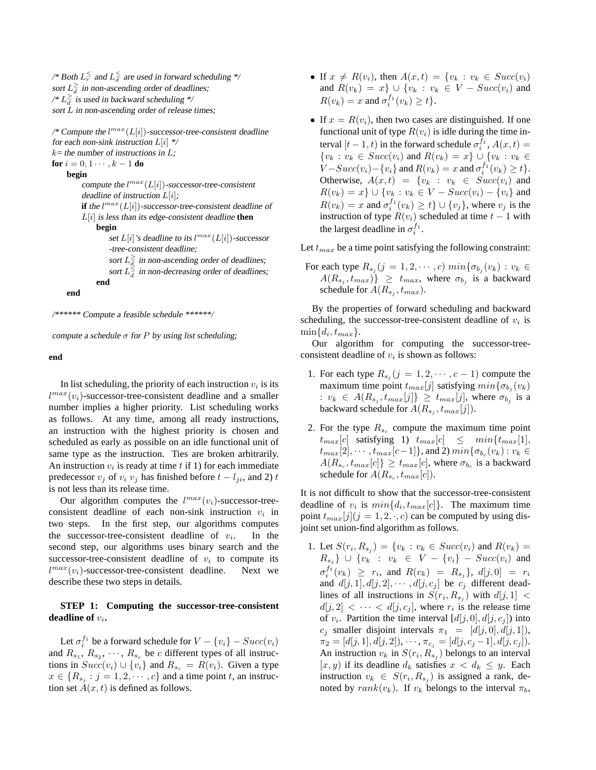```
/* Both L_r^≤ and L_d^≤ are used in forward scheduling */
sort L_d^≥ in non-ascending order of deadlines;
/* L_d^≥ is used in backward scheduling */
sort L in non-ascending order of release times;

/* Compute the l^max(L[i])-successor-tree-consistent deadline
for each non-sink instruction L[i] */
k= the number of instructions in L;
for i = 0, 1 ··· , k − 1 do
    begin
        compute the l^max(L[i])-successor-tree-consistent
        deadline of instruction L[i];
        if the l^max(L[i])-successor-tree-consistent deadline of
        L[i] is less than its edge-consistent deadline then
            begin
                set L[i]'s deadline to its l^max(L[i])-successor
                -tree-consistent deadline;
                sort L_d^≥ in non-ascending order of deadlines;
                sort L_d^≤ in non-decreasing order of deadlines;
            end
    end

/****** Compute a feasible schedule ******/

compute a schedule σ for P by using list scheduling;

end
```

In list scheduling, the priority of each instruction $v_i$ is its $l^{max}(v_i)$-successor-tree-consistent deadline and a smaller number implies a higher priority. List scheduling works as follows. At any time, among all ready instructions, an instruction with the highest priority is chosen and scheduled as early as possible on an idle functional unit of same type as the instruction. Ties are broken arbitrarily. An instruction $v_i$ is ready at time $t$ if 1) for each immediate predecessor $v_j$ of $v_i$ $v_j$ has finished before $t - l_{ji}$, and 2) $t$ is not less than its release time.

Our algorithm computes the $l^{max}(v_i)$-successor-tree-consistent deadline of each non-sink instruction $v_i$ in two steps. In the first step, our algorithms computes the successor-tree-consistent deadline of $v_i$. In the second step, our algorithms uses binary search and the successor-tree-consistent deadline of $v_i$ to compute its $l^{max}(v_i)$-successor-tree-consistent deadline. Next we describe these two steps in details.

**STEP 1: Computing the successor-tree-consistent deadline of $v_i$.**

Let $\sigma_i^{f_1}$ be a forward schedule for $V - \{v_i\} - Succ(v_i)$ and $R_{s_1}, R_{s_2}, \cdots, R_{s_c}$ be $c$ different types of all instructions in $Succ(v_i) \cup \{v_i\}$ and $R_{s_c} = R(v_i)$. Given a type $x \in \{R_{s_j} : j = 1, 2, \cdots, c\}$ and a time point $t$, an instruction set $A(x, t)$ is defined as follows.

- If $x \neq R(v_i)$, then $A(x, t) = \{v_k : v_k \in Succ(v_i)$ and $R(v_k) = x\} \cup \{v_k : v_k \in V - Succ(v_i)$ and $R(v_k) = x$ and $\sigma_i^{f_1}(v_k) \geq t\}$.
- If $x = R(v_i)$, then two cases are distinguished. If one functional unit of type $R(v_i)$ is idle during the time interval $[t-1, t)$ in the forward schedule $\sigma_i^{f_1}$, $A(x, t) = \{v_k : v_k \in Succ(v_i)$ and $R(v_k) = x\} \cup \{v_k : v_k \in V - Succ(v_i) - \{v_i\}$ and $R(v_k) = x$ and $\sigma_i^{f_1}(v_k) \geq t\}$. Otherwise, $A(x, t) = \{v_k : v_k \in Succ(v_i)$ and $R(v_k) = x\} \cup \{v_k : v_k \in V - Succ(v_i) - \{v_i\}$ and $R(v_k) = x$ and $\sigma_i^{f_1}(v_k) \geq t\} \cup \{v_j\}$, where $v_j$ is the instruction of type $R(v_i)$ scheduled at time $t-1$ with the largest deadline in $\sigma_i^{f_1}$.

Let $t_{max}$ be a time point satisfying the following constraint:

For each type $R_{s_j} (j = 1, 2, \cdots, c)$ $min\{\sigma_{b_j}(v_k) : v_k \in A(R_{s_j}, t_{max})\} \geq t_{max}$, where $\sigma_{b_j}$ is a backward schedule for $A(R_{s_j}, t_{max})$.

By the properties of forward scheduling and backward scheduling, the successor-tree-consistent deadline of $v_i$ is $\min\{d_i, t_{max}\}$.

Our algorithm for computing the successor-tree-consistent deadline of $v_i$ is shown as follows:

1. For each type $R_{s_j} (j = 1, 2, \cdots, c-1)$ compute the maximum time point $t_{max}[j]$ satisfying $min\{\sigma_{b_j}(v_k) : v_k \in A(R_{s_j}, t_{max}[j]\} \geq t_{max}[j]$, where $\sigma_{b_j}$ is a backward schedule for $A(R_{s_j}, t_{max}[j])$.
2. For the type $R_{s_c}$ compute the maximum time point $t_{max}[c]$ satisfying 1) $t_{max}[c] \leq min\{t_{max}[1], t_{max}[2], \cdots, t_{max}[c-1]\}$, and 2) $min\{\sigma_{b_c}(v_k) : v_k \in A(R_{s_c}, t_{max}[c]\} \geq t_{max}[c]$, where $\sigma_{b_c}$ is a backward schedule for $A(R_{s_c}, t_{max}[c])$.

It is not difficult to show that the successor-tree-consistent deadline of $v_i$ is $min\{d_i, t_{max}[c]\}$. The maximum time point $t_{max}[j] (j = 1, 2, \cdot, c)$ can be computed by using disjoint set union-find algorithm as follows.

1. Let $S(r_i, R_{s_j}) = \{v_k : v_k \in Succ(v_i)$ and $R(v_k) = R_{s_j}\} \cup \{v_k : v_k \in V - \{v_i\} - Succ(v_i)$ and $\sigma_i^{f_1}(v_k) \geq r_i$, and $R(v_k) = R_{s_j}\}$, $d[j, 0] = r_i$ and $d[j, 1], d[j, 2], \cdots, d[j, c_j]$ be $c_j$ different deadlines of all instructions in $S(r_i, R_{s_j})$ with $d[j, 1] < d[j, 2] < \cdots < d[j, c_j]$, where $r_i$ is the release time of $v_i$. Partition the time interval $[d[j, 0], d[j, c_j])$ into $c_j$ smaller disjoint intervals $\pi_1 = [d[j, 0], d[j, 1])$, $\pi_2 = [d[j, 1], d[j, 2]), \cdots, \pi_{c_j} = [d[j, c_j - 1], d[j, c_j])$. An instruction $v_k$ in $S(r_i, R_{s_j})$ belongs to an interval $[x, y)$ if its deadline $d_k$ satisfies $x < d_k \leq y$. Each instruction $v_k \in S(r_i, R_{s_j})$ is assigned a rank, denoted by $rank(v_k)$. If $v_k$ belongs to the interval $\pi_b$,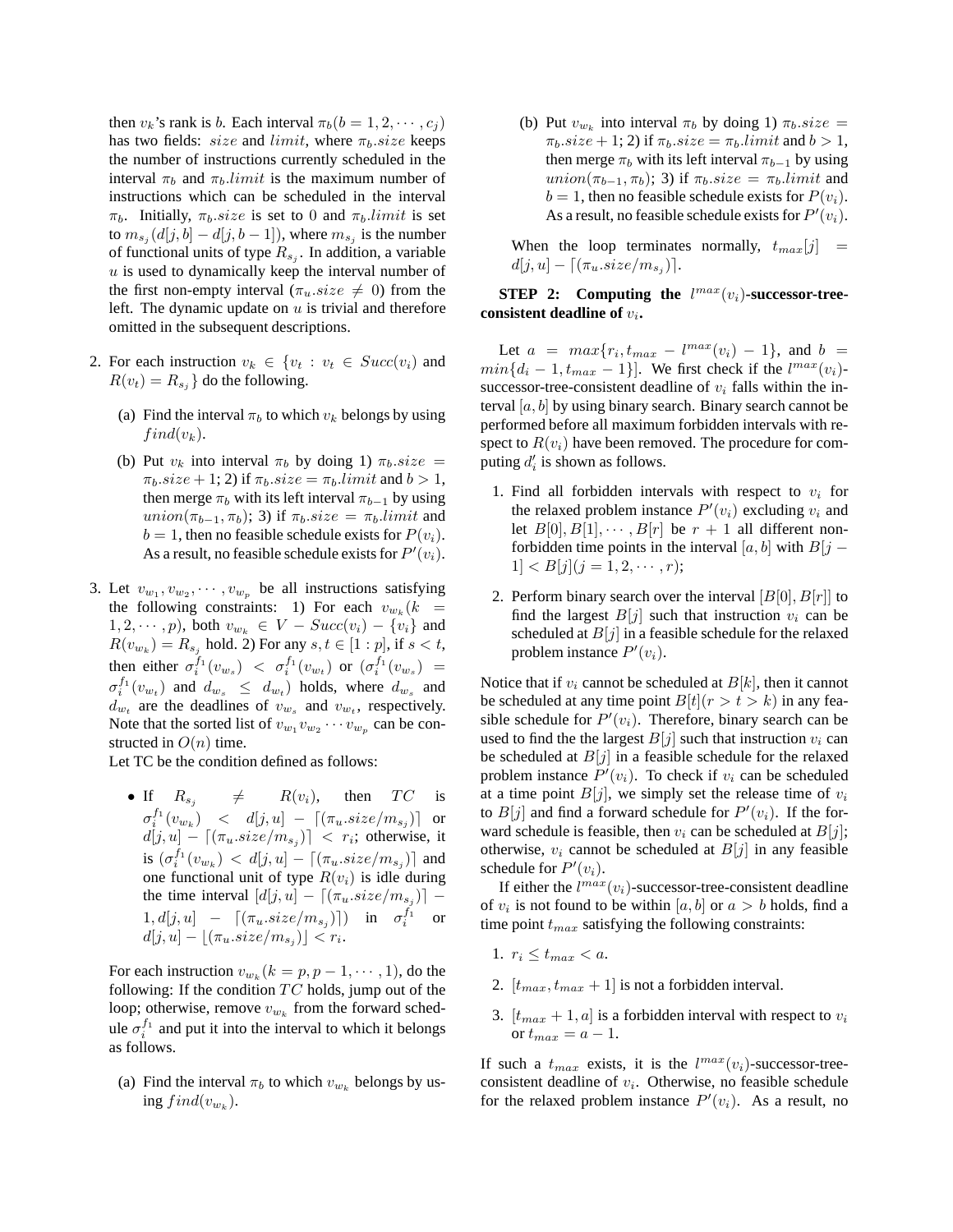then $v_k$'s rank is $b$. Each interval $\pi_b (b = 1, 2, \cdots, c_j)$ has two fields: $size$ and $limit$, where $\pi_b.size$ keeps the number of instructions currently scheduled in the interval $\pi_b$ and $\pi_b.limit$ is the maximum number of instructions which can be scheduled in the interval $\pi_b$. Initially, $\pi_b.size$ is set to 0 and $\pi_b.limit$ is set to $m_{s_j}(d[j,b] - d[j,b-1])$, where $m_{s_j}$ is the number of functional units of type $R_{s_j}$. In addition, a variable $u$ is used to dynamically keep the interval number of the first non-empty interval ($\pi_u.size \neq 0$) from the left. The dynamic update on $u$ is trivial and therefore omitted in the subsequent descriptions.

2. For each instruction $v_k \in \{v_t : v_t \in Succ(v_i)$ and $R(v_t) = R_{s_j}\}$ do the following.

   (a) Find the interval $\pi_b$ to which $v_k$ belongs by using $find(v_k)$.

   (b) Put $v_k$ into interval $\pi_b$ by doing 1) $\pi_b.size = \pi_b.size + 1$; 2) if $\pi_b.size = \pi_b.limit$ and $b > 1$, then merge $\pi_b$ with its left interval $\pi_{b-1}$ by using $union(\pi_{b-1}, \pi_b)$; 3) if $\pi_b.size = \pi_b.limit$ and $b = 1$, then no feasible schedule exists for $P(v_i)$. As a result, no feasible schedule exists for $P'(v_i)$.

3. Let $v_{w_1}, v_{w_2}, \cdots, v_{w_p}$ be all instructions satisfying the following constraints: 1) For each $v_{w_k} (k = 1, 2, \cdots, p)$, both $v_{w_k} \in V - Succ(v_i) - \{v_i\}$ and $R(v_{w_k}) = R_{s_j}$ hold. 2) For any $s, t \in [1 : p]$, if $s < t$, then either $\sigma_i^{f_1}(v_{w_s}) < \sigma_i^{f_1}(v_{w_t})$ or $(\sigma_i^{f_1}(v_{w_s}) = \sigma_i^{f_1}(v_{w_t})$ and $d_{w_s} \leq d_{w_t})$ holds, where $d_{w_s}$ and $d_{w_t}$ are the deadlines of $v_{w_s}$ and $v_{w_t}$, respectively. Note that the sorted list of $v_{w_1} v_{w_2} \cdots v_{w_p}$ can be constructed in $O(n)$ time.

   Let TC be the condition defined as follows:

   - If $R_{s_j} \neq R(v_i)$, then $TC$ is $\sigma_i^{f_1}(v_{w_k}) < d[j,u] - \lceil(\pi_u.size/m_{s_j})\rceil$ or $d[j,u] - \lceil(\pi_u.size/m_{s_j})\rceil < r_i$; otherwise, it is $(\sigma_i^{f_1}(v_{w_k}) < d[j,u] - \lceil(\pi_u.size/m_{s_j})\rceil$ and one functional unit of type $R(v_i)$ is idle during the time interval $[d[j,u] - \lceil(\pi_u.size/m_{s_j})\rceil - 1, d[j,u] - \lceil(\pi_u.size/m_{s_j})\rceil)$ in $\sigma_i^{f_1}$ or $d[j,u] - \lfloor(\pi_u.size/m_{s_j})\rfloor < r_i$.

   For each instruction $v_{w_k} (k = p, p-1, \cdots, 1)$, do the following: If the condition $TC$ holds, jump out of the loop; otherwise, remove $v_{w_k}$ from the forward schedule $\sigma_i^{f_1}$ and put it into the interval to which it belongs as follows.

   (a) Find the interval $\pi_b$ to which $v_{w_k}$ belongs by using $find(v_{w_k})$.

   (b) Put $v_{w_k}$ into interval $\pi_b$ by doing 1) $\pi_b.size = \pi_b.size + 1$; 2) if $\pi_b.size = \pi_b.limit$ and $b > 1$, then merge $\pi_b$ with its left interval $\pi_{b-1}$ by using $union(\pi_{b-1}, \pi_b)$; 3) if $\pi_b.size = \pi_b.limit$ and $b = 1$, then no feasible schedule exists for $P(v_i)$. As a result, no feasible schedule exists for $P'(v_i)$.

   When the loop terminates normally, $t_{max}[j] = d[j,u] - \lceil(\pi_u.size/m_{s_j})\rceil$.

**STEP 2: Computing the $l^{max}(v_i)$-successor-tree-consistent deadline of $v_i$.**

Let $a = max\{r_i, t_{max} - l^{max}(v_i) - 1\}$, and $b = min\{d_i - 1, t_{max} - 1\}]$. We first check if the $l^{max}(v_i)$-successor-tree-consistent deadline of $v_i$ falls within the interval $[a, b]$ by using binary search. Binary search cannot be performed before all maximum forbidden intervals with respect to $R(v_i)$ have been removed. The procedure for computing $d'_i$ is shown as follows.

1. Find all forbidden intervals with respect to $v_i$ for the relaxed problem instance $P'(v_i)$ excluding $v_i$ and let $B[0], B[1], \cdots, B[r]$ be $r+1$ all different non-forbidden time points in the interval $[a, b]$ with $B[j-1] < B[j] (j = 1, 2, \cdots, r)$;

2. Perform binary search over the interval $[B[0], B[r]]$ to find the largest $B[j]$ such that instruction $v_i$ can be scheduled at $B[j]$ in a feasible schedule for the relaxed problem instance $P'(v_i)$.

Notice that if $v_i$ cannot be scheduled at $B[k]$, then it cannot be scheduled at any time point $B[t] (r > t > k)$ in any feasible schedule for $P'(v_i)$. Therefore, binary search can be used to find the the largest $B[j]$ such that instruction $v_i$ can be scheduled at $B[j]$ in a feasible schedule for the relaxed problem instance $P'(v_i)$. To check if $v_i$ can be scheduled at a time point $B[j]$, we simply set the release time of $v_i$ to $B[j]$ and find a forward schedule for $P'(v_i)$. If the forward schedule is feasible, then $v_i$ can be scheduled at $B[j]$; otherwise, $v_i$ cannot be scheduled at $B[j]$ in any feasible schedule for $P'(v_i)$.

If either the $l^{max}(v_i)$-successor-tree-consistent deadline of $v_i$ is not found to be within $[a, b]$ or $a > b$ holds, find a time point $t_{max}$ satisfying the following constraints:

1. $r_i \leq t_{max} < a$.

2. $[t_{max}, t_{max} + 1]$ is not a forbidden interval.

3. $[t_{max} + 1, a]$ is a forbidden interval with respect to $v_i$ or $t_{max} = a - 1$.

If such a $t_{max}$ exists, it is the $l^{max}(v_i)$-successor-tree-consistent deadline of $v_i$. Otherwise, no feasible schedule for the relaxed problem instance $P'(v_i)$. As a result, no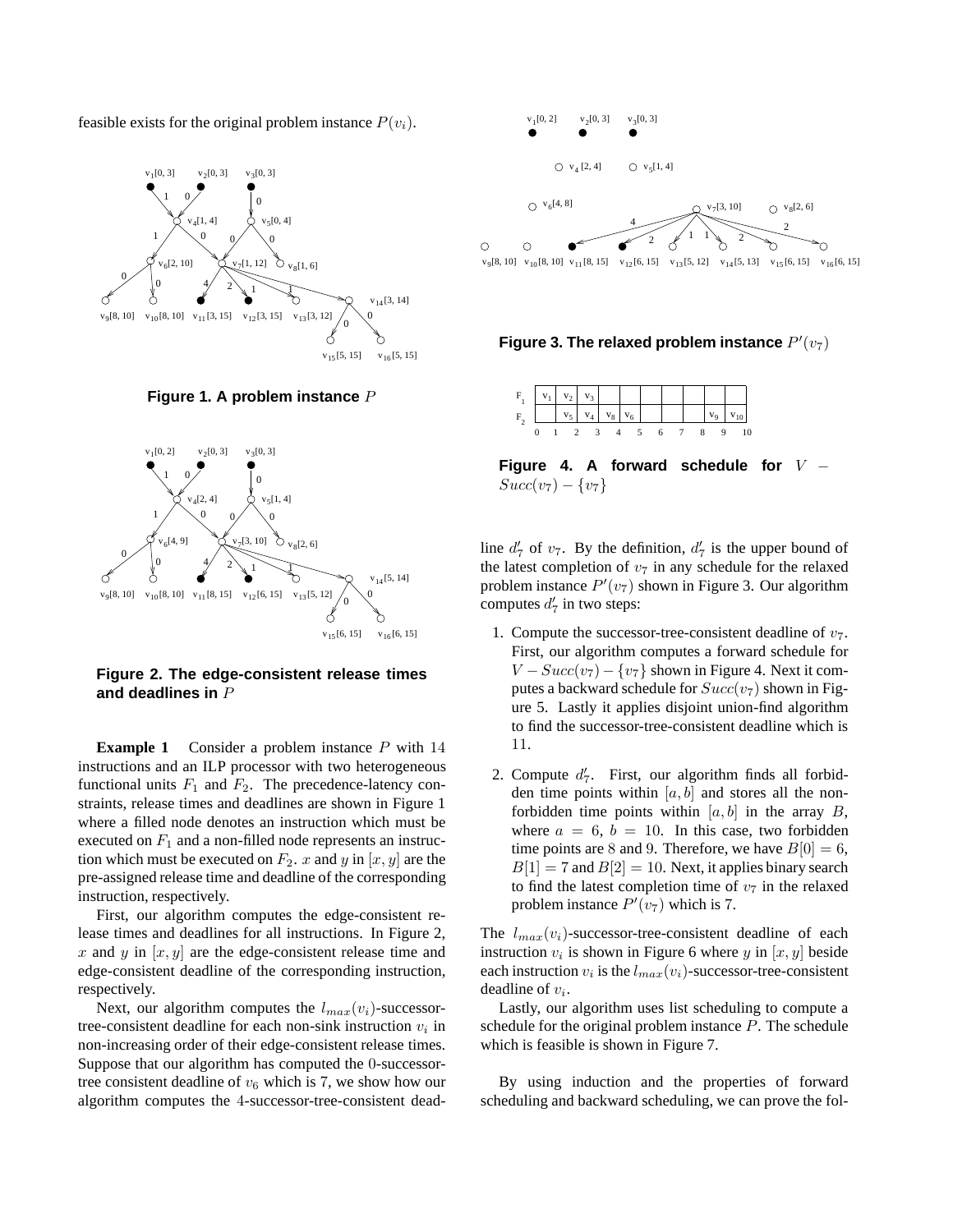feasible exists for the original problem instance $P(v_i)$.

v1[0, 3]
v2[0, 3]
v3[0, 3]
1
0
0
v4[1, 4]
v5[0, 4]
1
0
0
0
v6[2, 10]
v7[1, 12]
v8[1, 6]
0
0
4
2
1
1
v14[3, 14]
v9[8, 10]
v10[8, 10]
v11[3, 15]
v12[3, 15]
v13[3, 12]
0
0
v15[5, 15]
v16[5, 15]

**Figure 1. A problem instance $P$**

v1[0, 2]
v2[0, 3]
v3[0, 3]
1
0
0
v4[2, 4]
v5[1, 4]
1
0
0
0
v6[4, 9]
v7[3, 10]
v8[2, 6]
0
0
4
2
1
1
v14[5, 14]
v9[8, 10]
v10[8, 10]
v11[8, 15]
v12[6, 15]
v13[5, 12]
0
0
v15[6, 15]
v16[6, 15]

**Figure 2. The edge-consistent release times and deadlines in $P$**

**Example 1** Consider a problem instance $P$ with $14$ instructions and an ILP processor with two heterogeneous functional units $F_1$ and $F_2$. The precedence-latency constraints, release times and deadlines are shown in Figure 1 where a filled node denotes an instruction which must be executed on $F_1$ and a non-filled node represents an instruction which must be executed on $F_2$. $x$ and $y$ in $[x, y]$ are the pre-assigned release time and deadline of the corresponding instruction, respectively.

First, our algorithm computes the edge-consistent release times and deadlines for all instructions. In Figure 2, $x$ and $y$ in $[x, y]$ are the edge-consistent release time and edge-consistent deadline of the corresponding instruction, respectively.

Next, our algorithm computes the $l_{max}(v_i)$-successor-tree-consistent deadline for each non-sink instruction $v_i$ in non-increasing order of their edge-consistent release times. Suppose that our algorithm has computed the $0$-successor-tree consistent deadline of $v_6$ which is 7, we show how our algorithm computes the $4$-successor-tree-consistent deadline $d'_7$ of $v_7$. By the definition, $d'_7$ is the upper bound of the latest completion of $v_7$ in any schedule for the relaxed problem instance $P'(v_7)$ shown in Figure 3. Our algorithm computes $d'_7$ in two steps:

v1[0, 2]
v2[0, 3]
v3[0, 3]
v4 [2, 4]
v5[1, 4]
v6[4, 8]
v7[3, 10]
v8[2, 6]
4
2
1
1
2
2
v9[8, 10]
v10[8, 10]
v11[8, 15]
v12[6, 15]
v13[5, 12]
v14[5, 13]
v15[6, 15]
v16[6, 15]

**Figure 3. The relaxed problem instance $P'(v_7)$**

| | | | | | | | | | | |
|---|---|---|---|---|---|---|---|---|---|---|
| $F_1$ | $v_1$ | $v_2$ | $v_3$ | | | | | | | |
| $F_2$ | | $v_5$ | $v_4$ | $v_8$ | $v_6$ | | | | $v_9$ | $v_{10}$ |

0 1 2 3 4 5 6 7 8 9 10

**Figure 4. A forward schedule for $V - Succ(v_7) - \{v_7\}$**

1. Compute the successor-tree-consistent deadline of $v_7$. First, our algorithm computes a forward schedule for $V - Succ(v_7) - \{v_7\}$ shown in Figure 4. Next it computes a backward schedule for $Succ(v_7)$ shown in Figure 5. Lastly it applies disjoint union-find algorithm to find the successor-tree-consistent deadline which is 11.

2. Compute $d'_7$. First, our algorithm finds all forbidden time points within $[a, b]$ and stores all the non-forbidden time points within $[a, b]$ in the array $B$, where $a = 6$, $b = 10$. In this case, two forbidden time points are 8 and 9. Therefore, we have $B[0] = 6$, $B[1] = 7$ and $B[2] = 10$. Next, it applies binary search to find the latest completion time of $v_7$ in the relaxed problem instance $P'(v_7)$ which is 7.

The $l_{max}(v_i)$-successor-tree-consistent deadline of each instruction $v_i$ is shown in Figure 6 where $y$ in $[x, y]$ beside each instruction $v_i$ is the $l_{max}(v_i)$-successor-tree-consistent deadline of $v_i$.

Lastly, our algorithm uses list scheduling to compute a schedule for the original problem instance $P$. The schedule which is feasible is shown in Figure 7.

By using induction and the properties of forward scheduling and backward scheduling, we can prove the fol-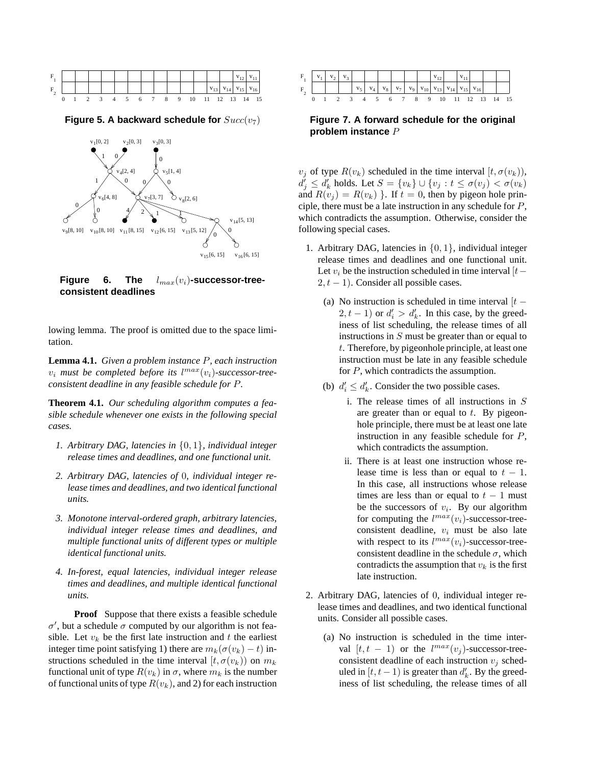| | | | | | | | | | | | | | | | |
|---|---|---|---|---|---|---|---|---|---|---|---|---|---|---|---|
| $F_1$ | | | | | | | | | | | | | | $v_{12}$ | $v_{11}$ |
| $F_2$ | | | | | | | | | | | | $v_{13}$ | $v_{14}$ | $v_{15}$ | $v_{16}$ |

0 1 2 3 4 5 6 7 8 9 10 11 12 13 14 15

**Figure 5. A backward schedule for $Succ(v_7)$**

$v_1[0, 2]$ $v_2[0, 3]$ $v_3[0, 3]$
$v_4[2, 4]$ $v_5[1, 4]$
$v_6[4, 8]$ $v_7[3, 7]$ $v_8[2, 6]$
$v_{14}[5, 13]$
$v_9[8, 10]$ $v_{10}[8, 10]$ $v_{11}[8, 15]$ $v_{12}[6, 15]$ $v_{13}[5, 12]$
$v_{15}[6, 15]$ $v_{16}[6, 15]$
1 0 0 1 0 0 0 0 0 4 2 1 1 0 0

**Figure 6. The $l_{max}(v_i)$-successor-tree-consistent deadlines**

| | | | | | | | | | | | | | | | |
|---|---|---|---|---|---|---|---|---|---|---|---|---|---|---|---|
| $F_1$ | $v_1$ | $v_2$ | $v_3$ | | | | | | | $v_{12}$ | | $v_{11}$ | | | |
| $F_2$ | | | | $v_5$ | $v_4$ | $v_8$ | $v_7$ | $v_9$ | $v_{10}$ | $v_{13}$ | $v_{14}$ | $v_{15}$ | $v_{16}$ | | |

0 1 2 3 4 5 6 7 8 9 10 11 12 13 14 15

**Figure 7. A forward schedule for the original problem instance $P$**

lowing lemma. The proof is omitted due to the space limitation.

**Lemma 4.1.** *Given a problem instance $P$, each instruction $v_i$ must be completed before its $l^{max}(v_i)$-successor-tree-consistent deadline in any feasible schedule for $P$.*

**Theorem 4.1.** *Our scheduling algorithm computes a feasible schedule whenever one exists in the following special cases.*

1. *Arbitrary DAG, latencies in $\{0, 1\}$, individual integer release times and deadlines, and one functional unit.*
2. *Arbitrary DAG, latencies of $0$, individual integer release times and deadlines, and two identical functional units.*
3. *Monotone interval-ordered graph, arbitrary latencies, individual integer release times and deadlines, and multiple functional units of different types or multiple identical functional units.*
4. *In-forest, equal latencies, individual integer release times and deadlines, and multiple identical functional units.*

**Proof** Suppose that there exists a feasible schedule $\sigma'$, but a schedule $\sigma$ computed by our algorithm is not feasible. Let $v_k$ be the first late instruction and $t$ the earliest integer time point satisfying 1) there are $m_k(\sigma(v_k) - t)$ instructions scheduled in the time interval $[t, \sigma(v_k))$ on $m_k$ functional unit of type $R(v_k)$ in $\sigma$, where $m_k$ is the number of functional units of type $R(v_k)$, and 2) for each instruction $v_j$ of type $R(v_k)$ scheduled in the time interval $[t, \sigma(v_k))$, $d'_j \leq d'_k$ holds. Let $S = \{v_k\} \cup \{v_j : t \leq \sigma(v_j) < \sigma(v_k)$ and $R(v_j) = R(v_k)$ $\}$. If $t = 0$, then by pigeon hole principle, there must be a late instruction in any schedule for $P$, which contradicts the assumption. Otherwise, consider the following special cases.

1. Arbitrary DAG, latencies in $\{0, 1\}$, individual integer release times and deadlines and one functional unit. Let $v_i$ be the instruction scheduled in time interval $[t - 2, t - 1)$. Consider all possible cases.
   (a) No instruction is scheduled in time interval $[t - 2, t - 1)$ or $d'_i > d'_k$. In this case, by the greediness of list scheduling, the release times of all instructions in $S$ must be greater than or equal to $t$. Therefore, by pigeonhole principle, at least one instruction must be late in any feasible schedule for $P$, which contradicts the assumption.
   (b) $d'_i \leq d'_k$. Consider the two possible cases.
      i. The release times of all instructions in $S$ are greater than or equal to $t$. By pigeonhole principle, there must be at least one late instruction in any feasible schedule for $P$, which contradicts the assumption.
      ii. There is at least one instruction whose release time is less than or equal to $t - 1$. In this case, all instructions whose release times are less than or equal to $t - 1$ must be the successors of $v_i$. By our algorithm for computing the $l^{max}(v_i)$-successor-tree-consistent deadline, $v_i$ must be also late with respect to its $l^{max}(v_i)$-successor-tree-consistent deadline in the schedule $\sigma$, which contradicts the assumption that $v_k$ is the first late instruction.
2. Arbitrary DAG, latencies of $0$, individual integer release times and deadlines, and two identical functional units. Consider all possible cases.
   (a) No instruction is scheduled in the time interval $[t, t - 1)$ or the $l^{max}(v_j)$-successor-tree-consistent deadline of each instruction $v_j$ scheduled in $[t, t - 1)$ is greater than $d'_k$. By the greediness of list scheduling, the release times of all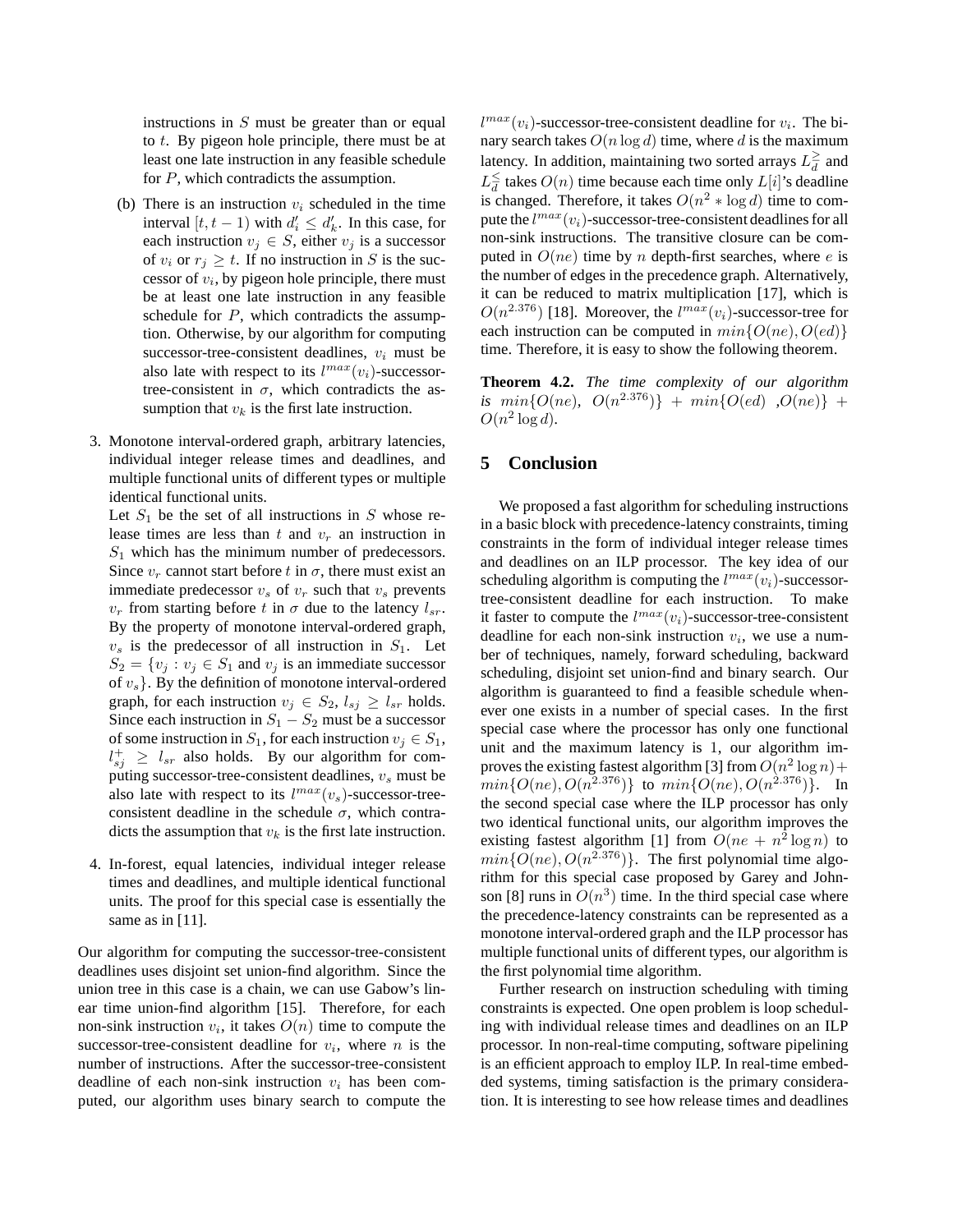instructions in $S$ must be greater than or equal to $t$. By pigeon hole principle, there must be at least one late instruction in any feasible schedule for $P$, which contradicts the assumption.

(b) There is an instruction $v_i$ scheduled in the time interval $[t, t-1)$ with $d'_i \leq d'_k$. In this case, for each instruction $v_j \in S$, either $v_j$ is a successor of $v_i$ or $r_j \geq t$. If no instruction in $S$ is the successor of $v_i$, by pigeon hole principle, there must be at least one late instruction in any feasible schedule for $P$, which contradicts the assumption. Otherwise, by our algorithm for computing successor-tree-consistent deadlines, $v_i$ must be also late with respect to its $l^{max}(v_i)$-successor-tree-consistent in $\sigma$, which contradicts the assumption that $v_k$ is the first late instruction.

3. Monotone interval-ordered graph, arbitrary latencies, individual integer release times and deadlines, and multiple functional units of different types or multiple identical functional units.

   Let $S_1$ be the set of all instructions in $S$ whose release times are less than $t$ and $v_r$ an instruction in $S_1$ which has the minimum number of predecessors. Since $v_r$ cannot start before $t$ in $\sigma$, there must exist an immediate predecessor $v_s$ of $v_r$ such that $v_s$ prevents $v_r$ from starting before $t$ in $\sigma$ due to the latency $l_{sr}$. By the property of monotone interval-ordered graph, $v_s$ is the predecessor of all instruction in $S_1$. Let $S_2 = \{v_j : v_j \in S_1$ and $v_j$ is an immediate successor of $v_s\}$. By the definition of monotone interval-ordered graph, for each instruction $v_j \in S_2$, $l_{sj} \geq l_{sr}$ holds. Since each instruction in $S_1 - S_2$ must be a successor of some instruction in $S_1$, for each instruction $v_j \in S_1$, $l^+_{sj} \geq l_{sr}$ also holds. By our algorithm for computing successor-tree-consistent deadlines, $v_s$ must be also late with respect to its $l^{max}(v_s)$-successor-tree-consistent deadline in the schedule $\sigma$, which contradicts the assumption that $v_k$ is the first late instruction.

4. In-forest, equal latencies, individual integer release times and deadlines, and multiple identical functional units. The proof for this special case is essentially the same as in [11].

Our algorithm for computing the successor-tree-consistent deadlines uses disjoint set union-find algorithm. Since the union tree in this case is a chain, we can use Gabow's linear time union-find algorithm [15]. Therefore, for each non-sink instruction $v_i$, it takes $O(n)$ time to compute the successor-tree-consistent deadline for $v_i$, where $n$ is the number of instructions. After the successor-tree-consistent deadline of each non-sink instruction $v_i$ has been computed, our algorithm uses binary search to compute the $l^{max}(v_i)$-successor-tree-consistent deadline for $v_i$. The binary search takes $O(n \log d)$ time, where $d$ is the maximum latency. In addition, maintaining two sorted arrays $L^{\geq}_d$ and $L^{\leq}_d$ takes $O(n)$ time because each time only $L[i]$'s deadline is changed. Therefore, it takes $O(n^2 * \log d)$ time to compute the $l^{max}(v_i)$-successor-tree-consistent deadlines for all non-sink instructions. The transitive closure can be computed in $O(ne)$ time by $n$ depth-first searches, where $e$ is the number of edges in the precedence graph. Alternatively, it can be reduced to matrix multiplication [17], which is $O(n^{2.376})$ [18]. Moreover, the $l^{max}(v_i)$-successor-tree for each instruction can be computed in $min\{O(ne), O(ed)\}$ time. Therefore, it is easy to show the following theorem.

**Theorem 4.2.** *The time complexity of our algorithm is* $min\{O(ne),\ O(n^{2.376})\} + min\{O(ed)\ ,O(ne)\} + O(n^2 \log d)$.

## 5 Conclusion

We proposed a fast algorithm for scheduling instructions in a basic block with precedence-latency constraints, timing constraints in the form of individual integer release times and deadlines on an ILP processor. The key idea of our scheduling algorithm is computing the $l^{max}(v_i)$-successor-tree-consistent deadline for each instruction. To make it faster to compute the $l^{max}(v_i)$-successor-tree-consistent deadline for each non-sink instruction $v_i$, we use a number of techniques, namely, forward scheduling, backward scheduling, disjoint set union-find and binary search. Our algorithm is guaranteed to find a feasible schedule whenever one exists in a number of special cases. In the first special case where the processor has only one functional unit and the maximum latency is 1, our algorithm improves the existing fastest algorithm [3] from $O(n^2 \log n) + min\{O(ne), O(n^{2.376})\}$ to $min\{O(ne), O(n^{2.376})\}$. In the second special case where the ILP processor has only two identical functional units, our algorithm improves the existing fastest algorithm [1] from $O(ne + n^2 \log n)$ to $min\{O(ne), O(n^{2.376})\}$. The first polynomial time algorithm for this special case proposed by Garey and Johnson [8] runs in $O(n^3)$ time. In the third special case where the precedence-latency constraints can be represented as a monotone interval-ordered graph and the ILP processor has multiple functional units of different types, our algorithm is the first polynomial time algorithm.

Further research on instruction scheduling with timing constraints is expected. One open problem is loop scheduling with individual release times and deadlines on an ILP processor. In non-real-time computing, software pipelining is an efficient approach to employ ILP. In real-time embedded systems, timing satisfaction is the primary consideration. It is interesting to see how release times and deadlines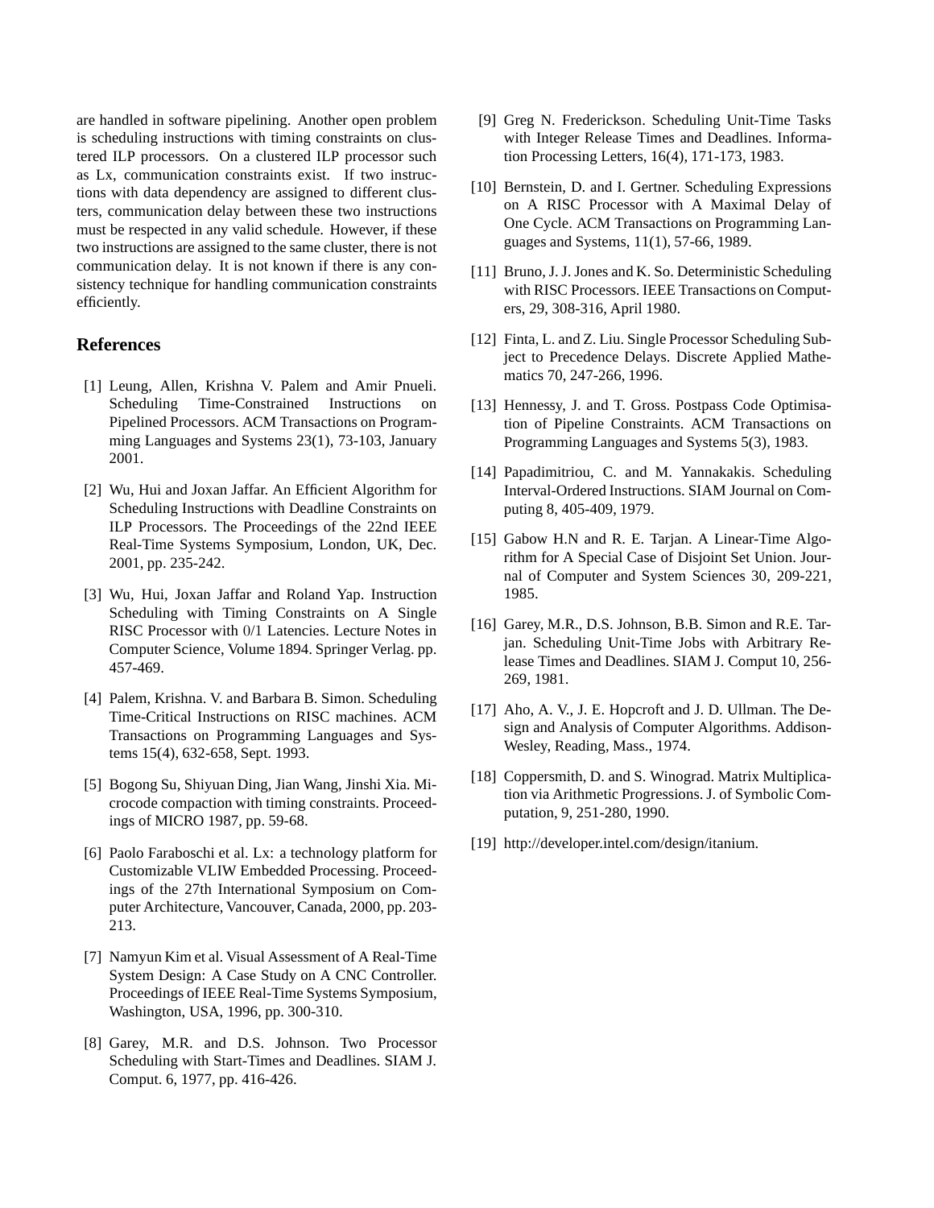are handled in software pipelining. Another open problem is scheduling instructions with timing constraints on clustered ILP processors. On a clustered ILP processor such as Lx, communication constraints exist. If two instructions with data dependency are assigned to different clusters, communication delay between these two instructions must be respected in any valid schedule. However, if these two instructions are assigned to the same cluster, there is not communication delay. It is not known if there is any consistency technique for handling communication constraints efficiently.

## References

[1] Leung, Allen, Krishna V. Palem and Amir Pnueli. Scheduling Time-Constrained Instructions on Pipelined Processors. ACM Transactions on Programming Languages and Systems 23(1), 73-103, January 2001.

[2] Wu, Hui and Joxan Jaffar. An Efficient Algorithm for Scheduling Instructions with Deadline Constraints on ILP Processors. The Proceedings of the 22nd IEEE Real-Time Systems Symposium, London, UK, Dec. 2001, pp. 235-242.

[3] Wu, Hui, Joxan Jaffar and Roland Yap. Instruction Scheduling with Timing Constraints on A Single RISC Processor with $0/1$ Latencies. Lecture Notes in Computer Science, Volume 1894. Springer Verlag. pp. 457-469.

[4] Palem, Krishna. V. and Barbara B. Simon. Scheduling Time-Critical Instructions on RISC machines. ACM Transactions on Programming Languages and Systems 15(4), 632-658, Sept. 1993.

[5] Bogong Su, Shiyuan Ding, Jian Wang, Jinshi Xia. Microcode compaction with timing constraints. Proceedings of MICRO 1987, pp. 59-68.

[6] Paolo Faraboschi et al. Lx: a technology platform for Customizable VLIW Embedded Processing. Proceedings of the 27th International Symposium on Computer Architecture, Vancouver, Canada, 2000, pp. 203-213.

[7] Namyun Kim et al. Visual Assessment of A Real-Time System Design: A Case Study on A CNC Controller. Proceedings of IEEE Real-Time Systems Symposium, Washington, USA, 1996, pp. 300-310.

[8] Garey, M.R. and D.S. Johnson. Two Processor Scheduling with Start-Times and Deadlines. SIAM J. Comput. 6, 1977, pp. 416-426.

[9] Greg N. Frederickson. Scheduling Unit-Time Tasks with Integer Release Times and Deadlines. Information Processing Letters, 16(4), 171-173, 1983.

[10] Bernstein, D. and I. Gertner. Scheduling Expressions on A RISC Processor with A Maximal Delay of One Cycle. ACM Transactions on Programming Languages and Systems, 11(1), 57-66, 1989.

[11] Bruno, J. J. Jones and K. So. Deterministic Scheduling with RISC Processors. IEEE Transactions on Computers, 29, 308-316, April 1980.

[12] Finta, L. and Z. Liu. Single Processor Scheduling Subject to Precedence Delays. Discrete Applied Mathematics 70, 247-266, 1996.

[13] Hennessy, J. and T. Gross. Postpass Code Optimisation of Pipeline Constraints. ACM Transactions on Programming Languages and Systems 5(3), 1983.

[14] Papadimitriou, C. and M. Yannakakis. Scheduling Interval-Ordered Instructions. SIAM Journal on Computing 8, 405-409, 1979.

[15] Gabow H.N and R. E. Tarjan. A Linear-Time Algorithm for A Special Case of Disjoint Set Union. Journal of Computer and System Sciences 30, 209-221, 1985.

[16] Garey, M.R., D.S. Johnson, B.B. Simon and R.E. Tarjan. Scheduling Unit-Time Jobs with Arbitrary Release Times and Deadlines. SIAM J. Comput 10, 256-269, 1981.

[17] Aho, A. V., J. E. Hopcroft and J. D. Ullman. The Design and Analysis of Computer Algorithms. Addison-Wesley, Reading, Mass., 1974.

[18] Coppersmith, D. and S. Winograd. Matrix Multiplication via Arithmetic Progressions. J. of Symbolic Computation, 9, 251-280, 1990.

[19] http://developer.intel.com/design/itanium.